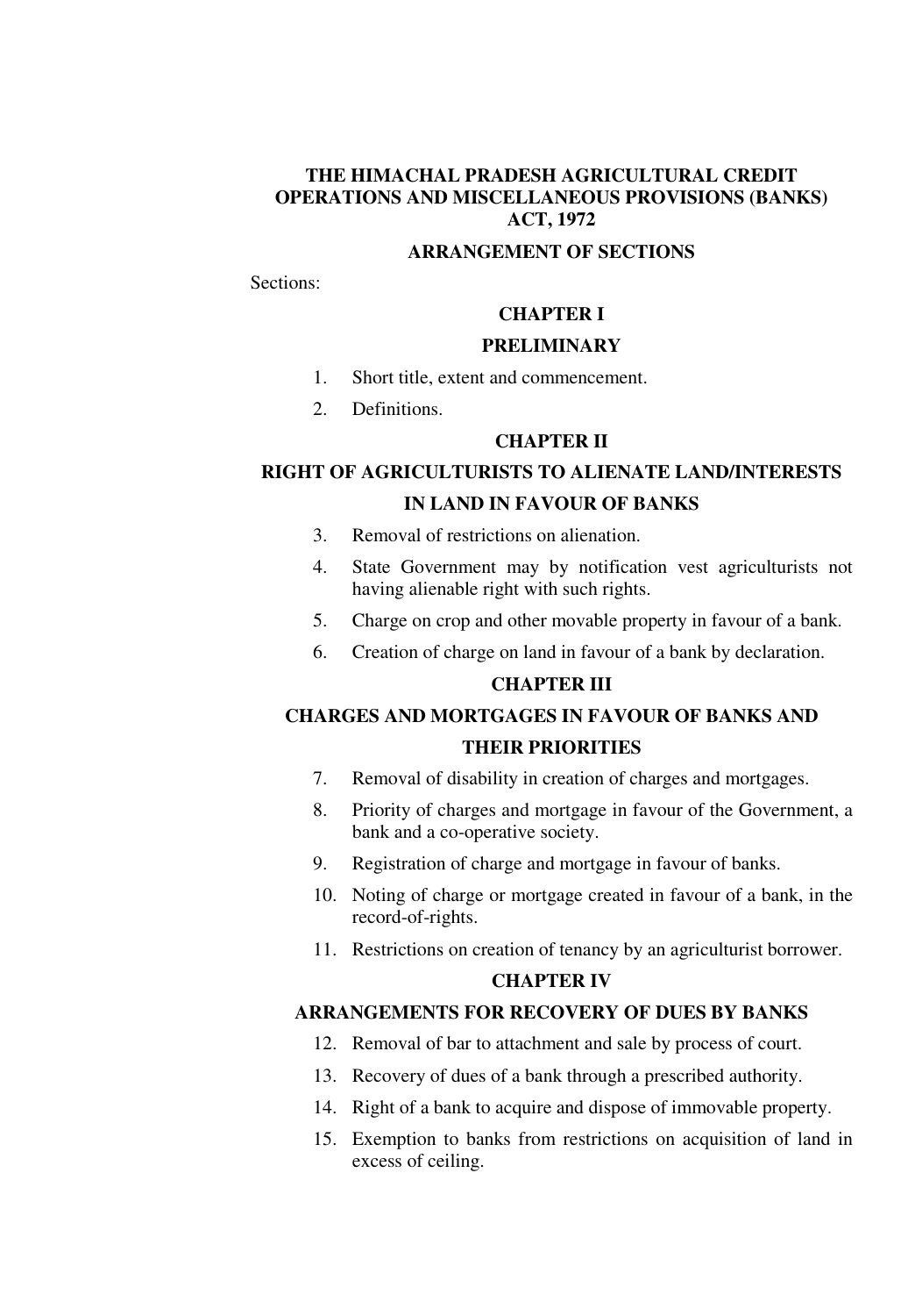# THE HIMACHAL PRADESH AGRICULTURAL CREDIT OPERATIONS AND MISCELLANEOUS PROVISIONS (BANKS) ACT, 1972

## ARRANGEMENT OF SECTIONS

Sections:

### CHAPTER I

### PRELIMINARY

1. Short title, extent and commencement.
2. Definitions.

### CHAPTER II

### RIGHT OF AGRICULTURISTS TO ALIENATE LAND/INTERESTS IN LAND IN FAVOUR OF BANKS

3. Removal of restrictions on alienation.
4. State Government may by notification vest agriculturists not having alienable right with such rights.
5. Charge on crop and other movable property in favour of a bank.
6. Creation of charge on land in favour of a bank by declaration.

### CHAPTER III

### CHARGES AND MORTGAGES IN FAVOUR OF BANKS AND THEIR PRIORITIES

7. Removal of disability in creation of charges and mortgages.
8. Priority of charges and mortgage in favour of the Government, a bank and a co-operative society.
9. Registration of charge and mortgage in favour of banks.
10. Noting of charge or mortgage created in favour of a bank, in the record-of-rights.
11. Restrictions on creation of tenancy by an agriculturist borrower.

### CHAPTER IV

### ARRANGEMENTS FOR RECOVERY OF DUES BY BANKS

12. Removal of bar to attachment and sale by process of court.
13. Recovery of dues of a bank through a prescribed authority.
14. Right of a bank to acquire and dispose of immovable property.
15. Exemption to banks from restrictions on acquisition of land in excess of ceiling.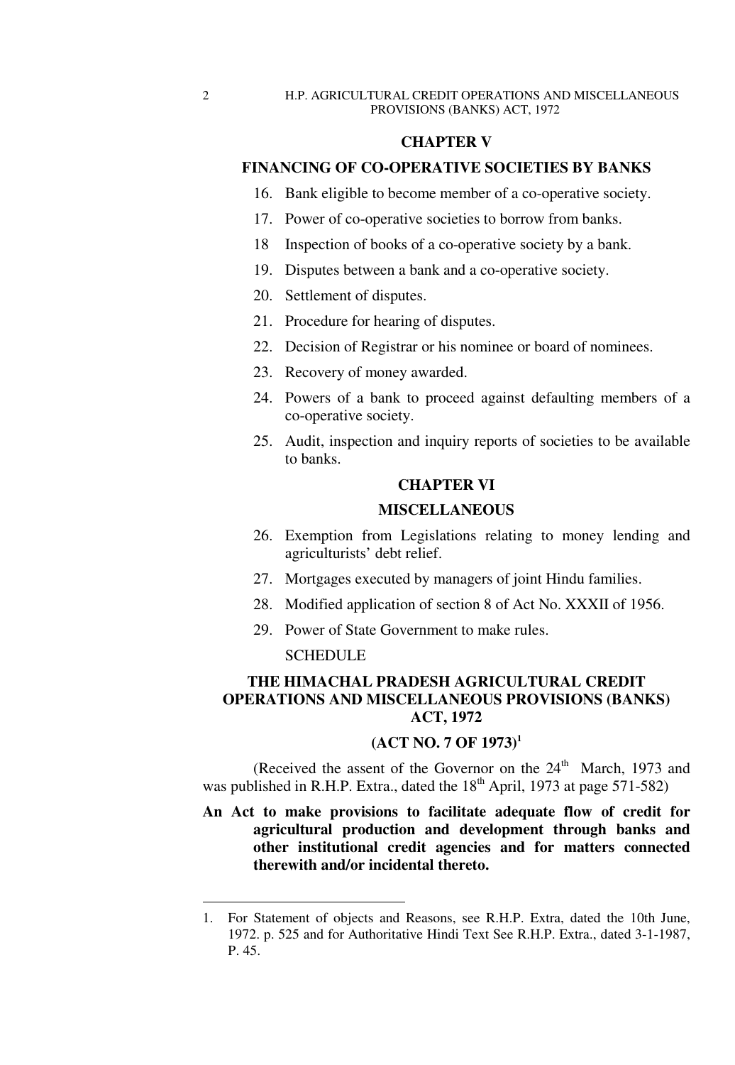## CHAPTER V

## FINANCING OF CO-OPERATIVE SOCIETIES BY BANKS

16. Bank eligible to become member of a co-operative society.
17. Power of co-operative societies to borrow from banks.
18 Inspection of books of a co-operative society by a bank.
19. Disputes between a bank and a co-operative society.
20. Settlement of disputes.
21. Procedure for hearing of disputes.
22. Decision of Registrar or his nominee or board of nominees.
23. Recovery of money awarded.
24. Powers of a bank to proceed against defaulting members of a co-operative society.
25. Audit, inspection and inquiry reports of societies to be available to banks.

## CHAPTER VI

## MISCELLANEOUS

26. Exemption from Legislations relating to money lending and agriculturists' debt relief.
27. Mortgages executed by managers of joint Hindu families.
28. Modified application of section 8 of Act No. XXXII of 1956.
29. Power of State Government to make rules.

SCHEDULE

# THE HIMACHAL PRADESH AGRICULTURAL CREDIT OPERATIONS AND MISCELLANEOUS PROVISIONS (BANKS) ACT, 1972

## (ACT NO. 7 OF 1973)[1]

(Received the assent of the Governor on the 24th March, 1973 and was published in R.H.P. Extra., dated the 18th April, 1973 at page 571-582)

**An Act to make provisions to facilitate adequate flow of credit for agricultural production and development through banks and other institutional credit agencies and for matters connected therewith and/or incidental thereto.**

---

1. For Statement of objects and Reasons, see R.H.P. Extra, dated the 10th June, 1972. p. 525 and for Authoritative Hindi Text See R.H.P. Extra., dated 3-1-1987, P. 45.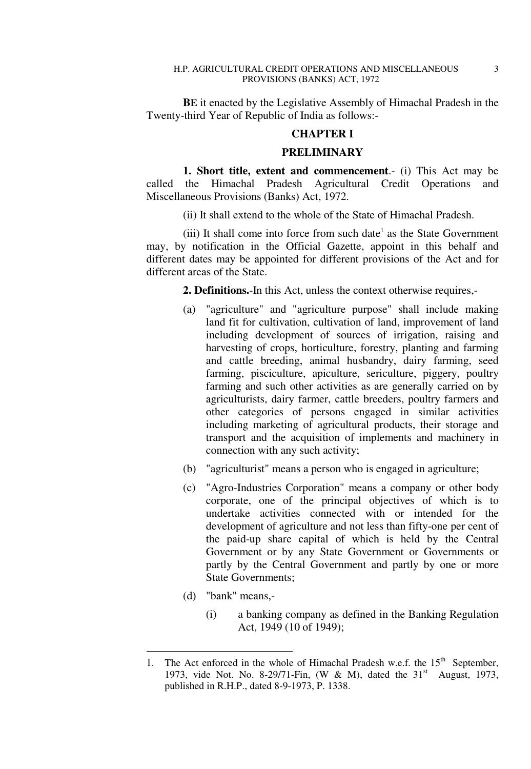**BE** it enacted by the Legislative Assembly of Himachal Pradesh in the Twenty-third Year of Republic of India as follows:-

## CHAPTER I

## PRELIMINARY

**1. Short title, extent and commencement**.- (i) This Act may be called the Himachal Pradesh Agricultural Credit Operations and Miscellaneous Provisions (Banks) Act, 1972.

(ii) It shall extend to the whole of the State of Himachal Pradesh.

(iii) It shall come into force from such date[1] as the State Government may, by notification in the Official Gazette, appoint in this behalf and different dates may be appointed for different provisions of the Act and for different areas of the State.

**2. Definitions.**-In this Act, unless the context otherwise requires,-

(a) "agriculture" and "agriculture purpose" shall include making land fit for cultivation, cultivation of land, improvement of land including development of sources of irrigation, raising and harvesting of crops, horticulture, forestry, planting and farming and cattle breeding, animal husbandry, dairy farming, seed farming, pisciculture, apiculture, sericulture, piggery, poultry farming and such other activities as are generally carried on by agriculturists, dairy farmer, cattle breeders, poultry farmers and other categories of persons engaged in similar activities including marketing of agricultural products, their storage and transport and the acquisition of implements and machinery in connection with any such activity;

(b) "agriculturist" means a person who is engaged in agriculture;

(c) "Agro-Industries Corporation" means a company or other body corporate, one of the principal objectives of which is to undertake activities connected with or intended for the development of agriculture and not less than fifty-one per cent of the paid-up share capital of which is held by the Central Government or by any State Government or Governments or partly by the Central Government and partly by one or more State Governments;

(d) "bank" means,-

(i) a banking company as defined in the Banking Regulation Act, 1949 (10 of 1949);

---

1. The Act enforced in the whole of Himachal Pradesh w.e.f. the 15th September, 1973, vide Not. No. 8-29/71-Fin, (W & M), dated the 31st August, 1973, published in R.H.P., dated 8-9-1973, P. 1338.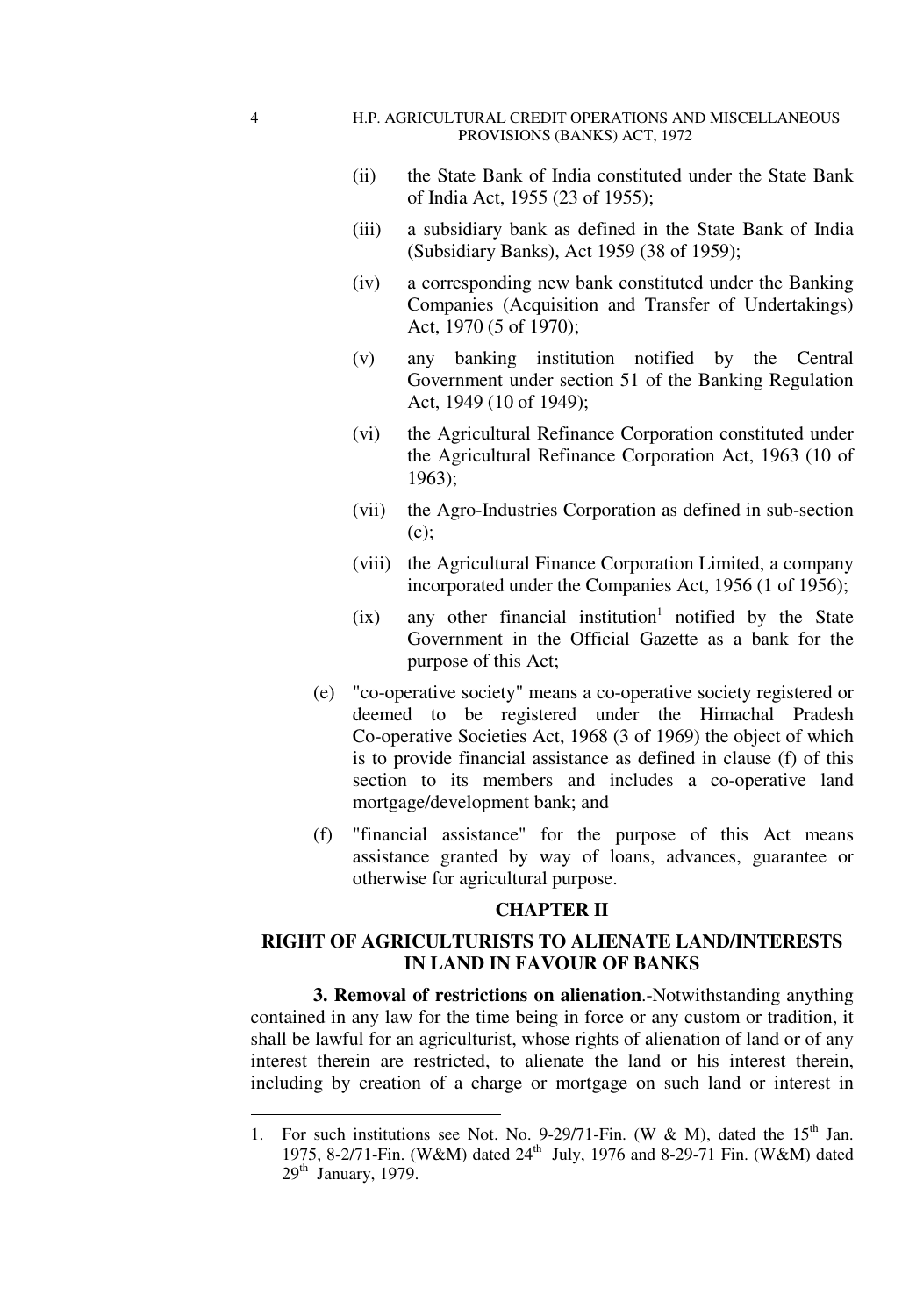(ii) the State Bank of India constituted under the State Bank of India Act, 1955 (23 of 1955);

(iii) a subsidiary bank as defined in the State Bank of India (Subsidiary Banks), Act 1959 (38 of 1959);

(iv) a corresponding new bank constituted under the Banking Companies (Acquisition and Transfer of Undertakings) Act, 1970 (5 of 1970);

(v) any banking institution notified by the Central Government under section 51 of the Banking Regulation Act, 1949 (10 of 1949);

(vi) the Agricultural Refinance Corporation constituted under the Agricultural Refinance Corporation Act, 1963 (10 of 1963);

(vii) the Agro-Industries Corporation as defined in sub-section (c);

(viii) the Agricultural Finance Corporation Limited, a company incorporated under the Companies Act, 1956 (1 of 1956);

(ix) any other financial institution[1] notified by the State Government in the Official Gazette as a bank for the purpose of this Act;

(e) "co-operative society" means a co-operative society registered or deemed to be registered under the Himachal Pradesh Co-operative Societies Act, 1968 (3 of 1969) the object of which is to provide financial assistance as defined in clause (f) of this section to its members and includes a co-operative land mortgage/development bank; and

(f) "financial assistance" for the purpose of this Act means assistance granted by way of loans, advances, guarantee or otherwise for agricultural purpose.

## CHAPTER II

## RIGHT OF AGRICULTURISTS TO ALIENATE LAND/INTERESTS IN LAND IN FAVOUR OF BANKS

**3. Removal of restrictions on alienation**.-Notwithstanding anything contained in any law for the time being in force or any custom or tradition, it shall be lawful for an agriculturist, whose rights of alienation of land or of any interest therein are restricted, to alienate the land or his interest therein, including by creation of a charge or mortgage on such land or interest in

---

1. For such institutions see Not. No. 9-29/71-Fin. (W & M), dated the 15th Jan. 1975, 8-2/71-Fin. (W&M) dated 24th July, 1976 and 8-29-71 Fin. (W&M) dated 29th January, 1979.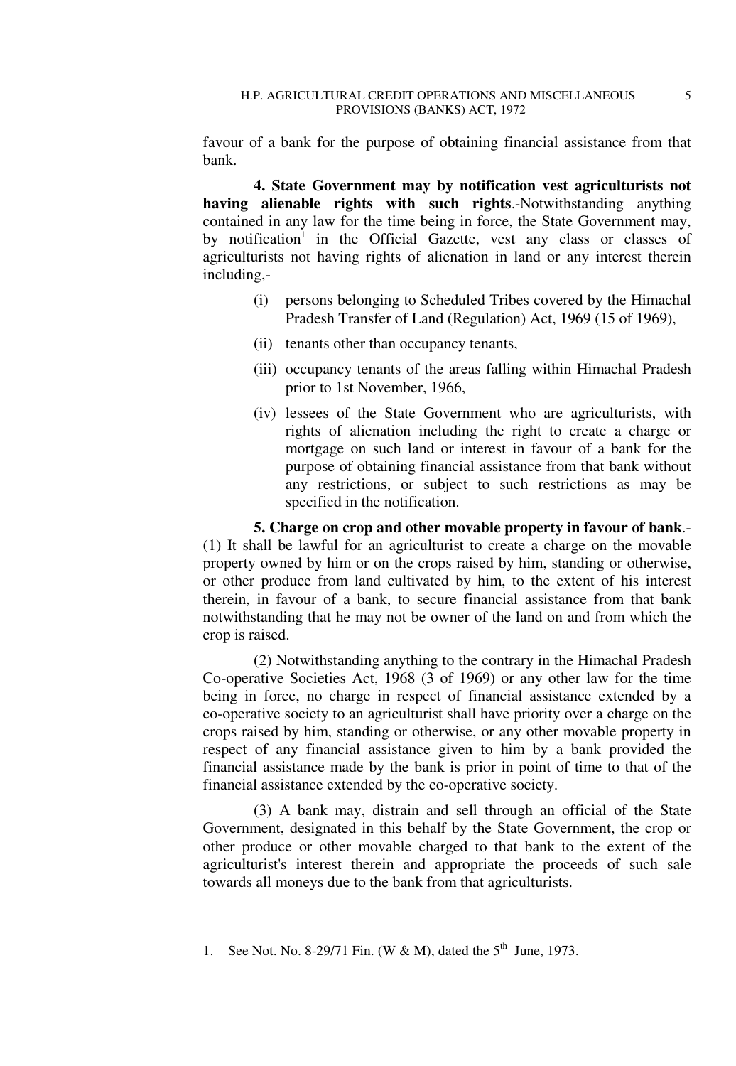favour of a bank for the purpose of obtaining financial assistance from that bank.

**4. State Government may by notification vest agriculturists not having alienable rights with such rights**.-Notwithstanding anything contained in any law for the time being in force, the State Government may, by notification[1] in the Official Gazette, vest any class or classes of agriculturists not having rights of alienation in land or any interest therein including,-

(i) persons belonging to Scheduled Tribes covered by the Himachal Pradesh Transfer of Land (Regulation) Act, 1969 (15 of 1969),

(ii) tenants other than occupancy tenants,

(iii) occupancy tenants of the areas falling within Himachal Pradesh prior to 1st November, 1966,

(iv) lessees of the State Government who are agriculturists, with rights of alienation including the right to create a charge or mortgage on such land or interest in favour of a bank for the purpose of obtaining financial assistance from that bank without any restrictions, or subject to such restrictions as may be specified in the notification.

**5. Charge on crop and other movable property in favour of bank**.-(1) It shall be lawful for an agriculturist to create a charge on the movable property owned by him or on the crops raised by him, standing or otherwise, or other produce from land cultivated by him, to the extent of his interest therein, in favour of a bank, to secure financial assistance from that bank notwithstanding that he may not be owner of the land on and from which the crop is raised.

(2) Notwithstanding anything to the contrary in the Himachal Pradesh Co-operative Societies Act, 1968 (3 of 1969) or any other law for the time being in force, no charge in respect of financial assistance extended by a co-operative society to an agriculturist shall have priority over a charge on the crops raised by him, standing or otherwise, or any other movable property in respect of any financial assistance given to him by a bank provided the financial assistance made by the bank is prior in point of time to that of the financial assistance extended by the co-operative society.

(3) A bank may, distrain and sell through an official of the State Government, designated in this behalf by the State Government, the crop or other produce or other movable charged to that bank to the extent of the agriculturist's interest therein and appropriate the proceeds of such sale towards all moneys due to the bank from that agriculturists.

---

1. See Not. No. 8-29/71 Fin. (W & M), dated the 5th June, 1973.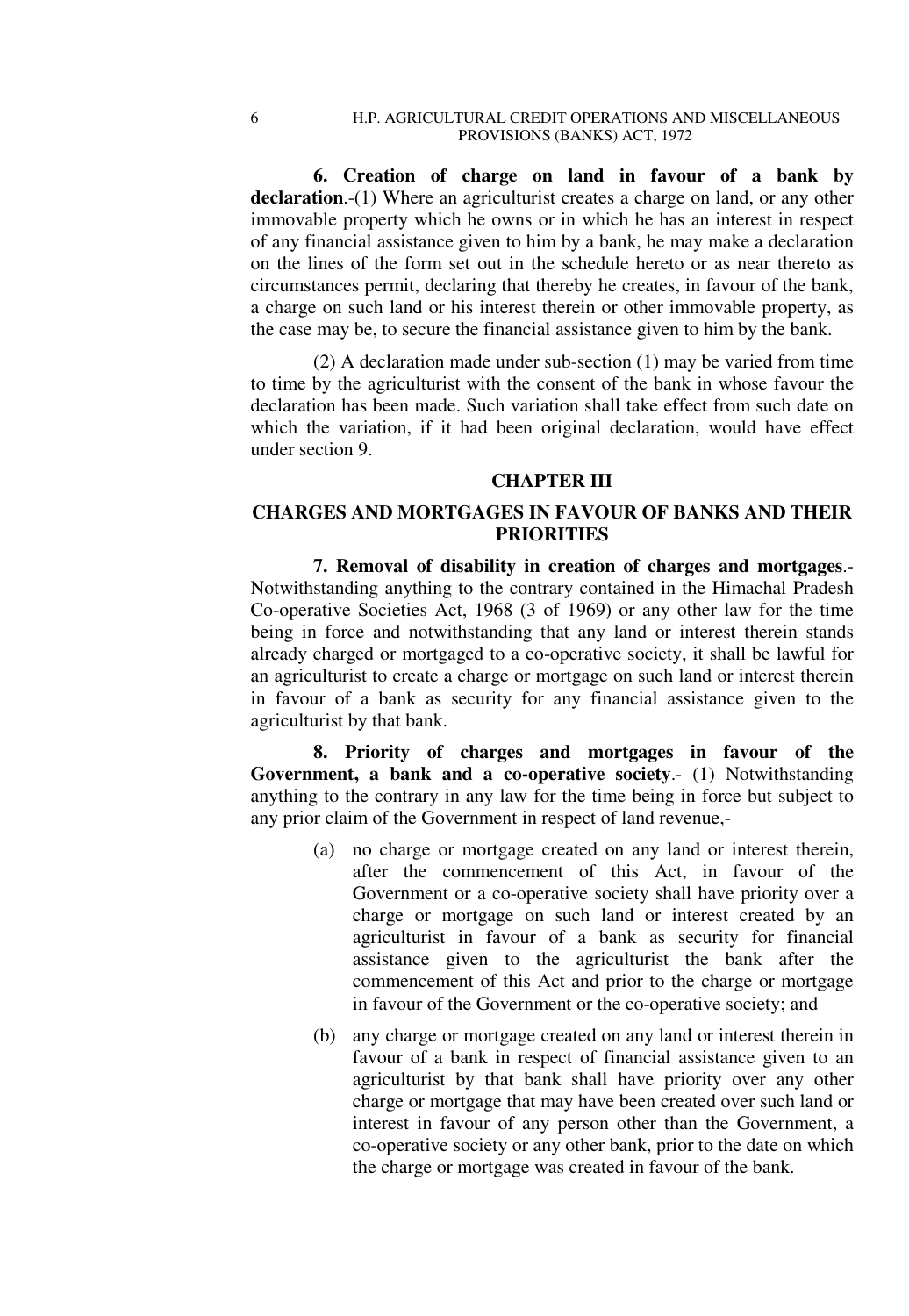**6. Creation of charge on land in favour of a bank by declaration**.-(1) Where an agriculturist creates a charge on land, or any other immovable property which he owns or in which he has an interest in respect of any financial assistance given to him by a bank, he may make a declaration on the lines of the form set out in the schedule hereto or as near thereto as circumstances permit, declaring that thereby he creates, in favour of the bank, a charge on such land or his interest therein or other immovable property, as the case may be, to secure the financial assistance given to him by the bank.

(2) A declaration made under sub-section (1) may be varied from time to time by the agriculturist with the consent of the bank in whose favour the declaration has been made. Such variation shall take effect from such date on which the variation, if it had been original declaration, would have effect under section 9.

## CHAPTER III

## CHARGES AND MORTGAGES IN FAVOUR OF BANKS AND THEIR PRIORITIES

**7. Removal of disability in creation of charges and mortgages**.- Notwithstanding anything to the contrary contained in the Himachal Pradesh Co-operative Societies Act, 1968 (3 of 1969) or any other law for the time being in force and notwithstanding that any land or interest therein stands already charged or mortgaged to a co-operative society, it shall be lawful for an agriculturist to create a charge or mortgage on such land or interest therein in favour of a bank as security for any financial assistance given to the agriculturist by that bank.

**8. Priority of charges and mortgages in favour of the Government, a bank and a co-operative society**.- (1) Notwithstanding anything to the contrary in any law for the time being in force but subject to any prior claim of the Government in respect of land revenue,-

(a) no charge or mortgage created on any land or interest therein, after the commencement of this Act, in favour of the Government or a co-operative society shall have priority over a charge or mortgage on such land or interest created by an agriculturist in favour of a bank as security for financial assistance given to the agriculturist the bank after the commencement of this Act and prior to the charge or mortgage in favour of the Government or the co-operative society; and

(b) any charge or mortgage created on any land or interest therein in favour of a bank in respect of financial assistance given to an agriculturist by that bank shall have priority over any other charge or mortgage that may have been created over such land or interest in favour of any person other than the Government, a co-operative society or any other bank, prior to the date on which the charge or mortgage was created in favour of the bank.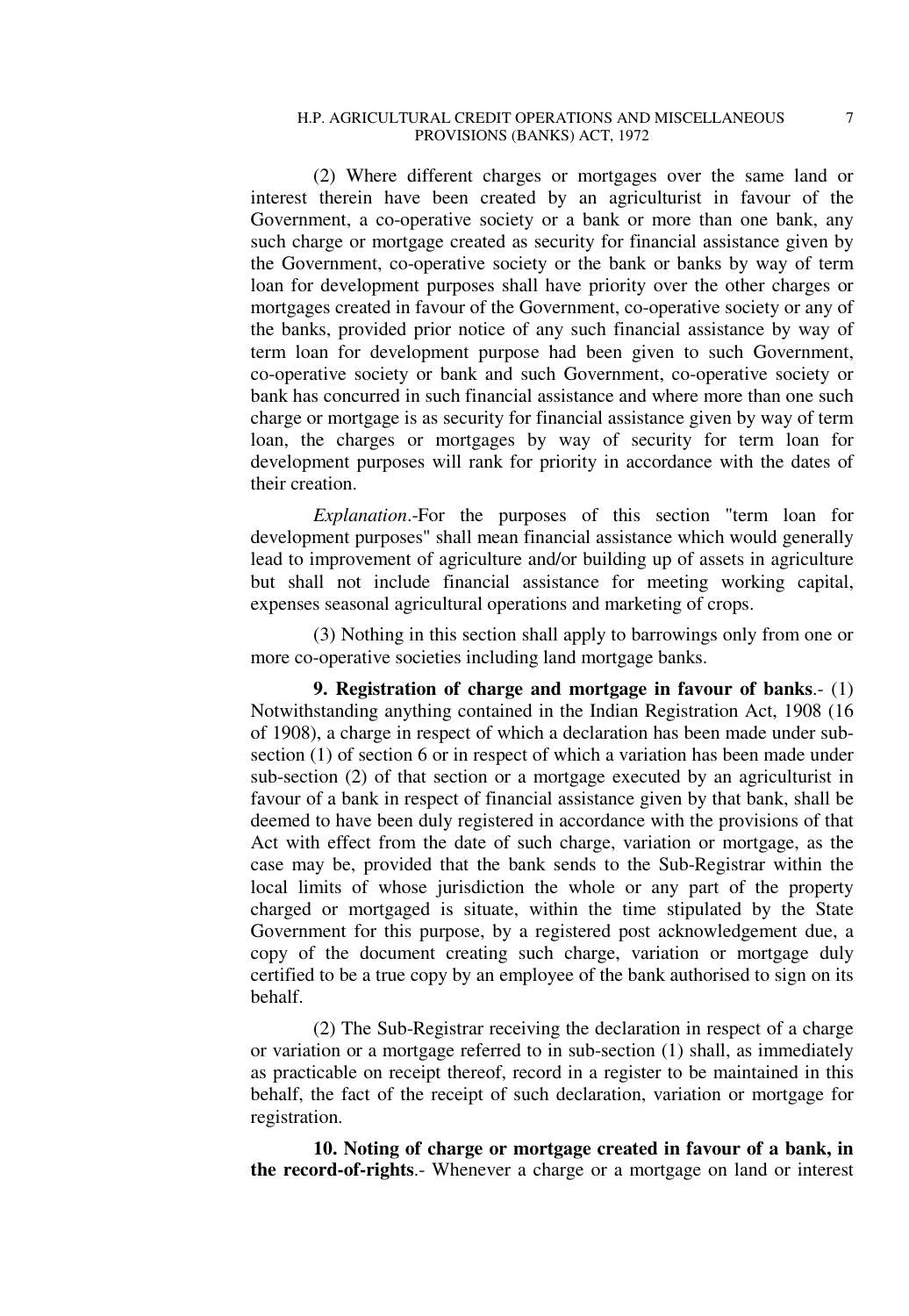(2) Where different charges or mortgages over the same land or interest therein have been created by an agriculturist in favour of the Government, a co-operative society or a bank or more than one bank, any such charge or mortgage created as security for financial assistance given by the Government, co-operative society or the bank or banks by way of term loan for development purposes shall have priority over the other charges or mortgages created in favour of the Government, co-operative society or any of the banks, provided prior notice of any such financial assistance by way of term loan for development purpose had been given to such Government, co-operative society or bank and such Government, co-operative society or bank has concurred in such financial assistance and where more than one such charge or mortgage is as security for financial assistance given by way of term loan, the charges or mortgages by way of security for term loan for development purposes will rank for priority in accordance with the dates of their creation.

*Explanation*.-For the purposes of this section "term loan for development purposes" shall mean financial assistance which would generally lead to improvement of agriculture and/or building up of assets in agriculture but shall not include financial assistance for meeting working capital, expenses seasonal agricultural operations and marketing of crops.

(3) Nothing in this section shall apply to barrowings only from one or more co-operative societies including land mortgage banks.

**9. Registration of charge and mortgage in favour of banks**.- (1) Notwithstanding anything contained in the Indian Registration Act, 1908 (16 of 1908), a charge in respect of which a declaration has been made under sub-section (1) of section 6 or in respect of which a variation has been made under sub-section (2) of that section or a mortgage executed by an agriculturist in favour of a bank in respect of financial assistance given by that bank, shall be deemed to have been duly registered in accordance with the provisions of that Act with effect from the date of such charge, variation or mortgage, as the case may be, provided that the bank sends to the Sub-Registrar within the local limits of whose jurisdiction the whole or any part of the property charged or mortgaged is situate, within the time stipulated by the State Government for this purpose, by a registered post acknowledgement due, a copy of the document creating such charge, variation or mortgage duly certified to be a true copy by an employee of the bank authorised to sign on its behalf.

(2) The Sub-Registrar receiving the declaration in respect of a charge or variation or a mortgage referred to in sub-section (1) shall, as immediately as practicable on receipt thereof, record in a register to be maintained in this behalf, the fact of the receipt of such declaration, variation or mortgage for registration.

**10. Noting of charge or mortgage created in favour of a bank, in the record-of-rights**.- Whenever a charge or a mortgage on land or interest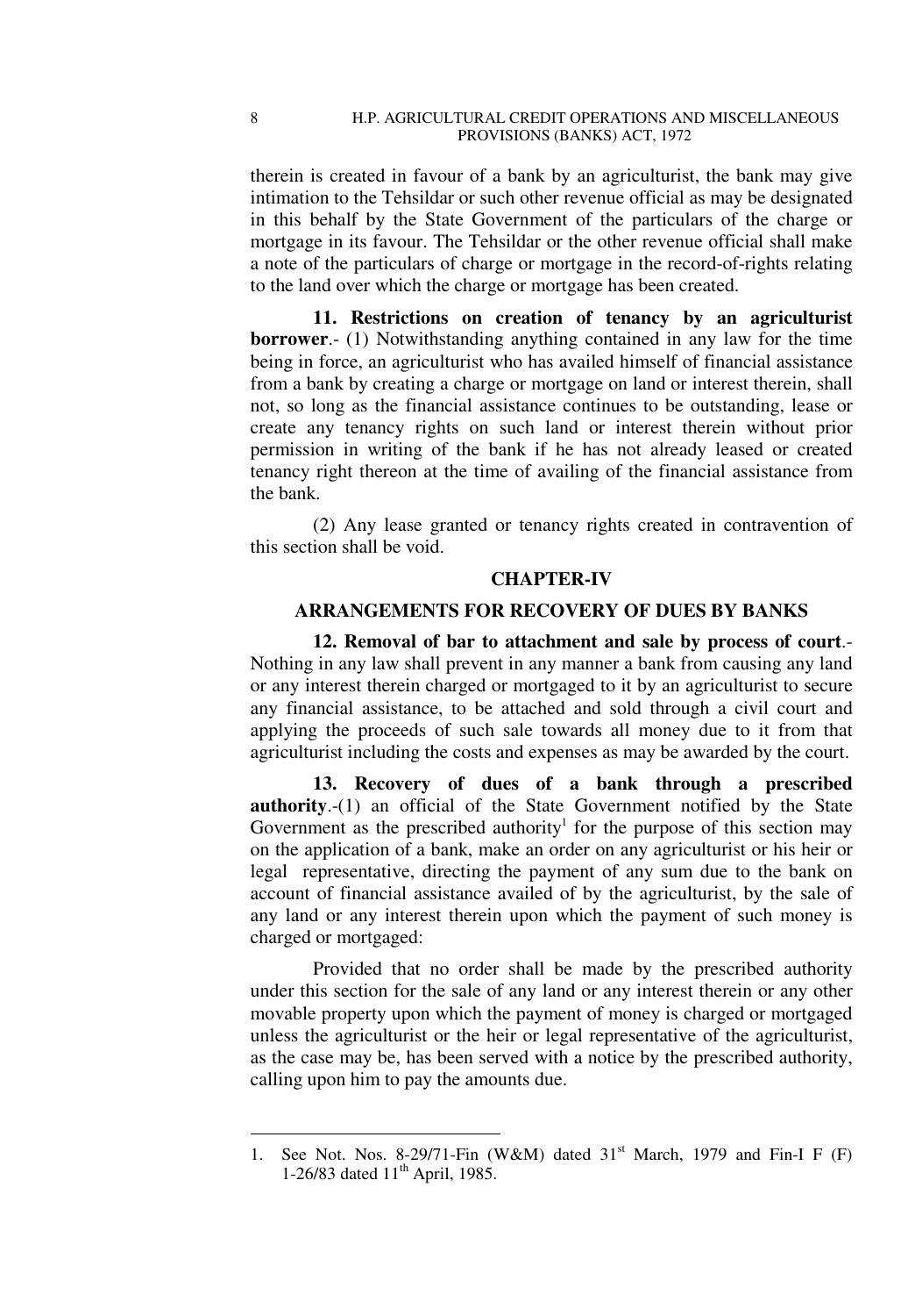therein is created in favour of a bank by an agriculturist, the bank may give intimation to the Tehsildar or such other revenue official as may be designated in this behalf by the State Government of the particulars of the charge or mortgage in its favour. The Tehsildar or the other revenue official shall make a note of the particulars of charge or mortgage in the record-of-rights relating to the land over which the charge or mortgage has been created.

**11. Restrictions on creation of tenancy by an agriculturist borrower**.- (1) Notwithstanding anything contained in any law for the time being in force, an agriculturist who has availed himself of financial assistance from a bank by creating a charge or mortgage on land or interest therein, shall not, so long as the financial assistance continues to be outstanding, lease or create any tenancy rights on such land or interest therein without prior permission in writing of the bank if he has not already leased or created tenancy right thereon at the time of availing of the financial assistance from the bank.

(2) Any lease granted or tenancy rights created in contravention of this section shall be void.

## CHAPTER-IV

## ARRANGEMENTS FOR RECOVERY OF DUES BY BANKS

**12. Removal of bar to attachment and sale by process of court**.- Nothing in any law shall prevent in any manner a bank from causing any land or any interest therein charged or mortgaged to it by an agriculturist to secure any financial assistance, to be attached and sold through a civil court and applying the proceeds of such sale towards all money due to it from that agriculturist including the costs and expenses as may be awarded by the court.

**13. Recovery of dues of a bank through a prescribed authority**.-(1) an official of the State Government notified by the State Government as the prescribed authority[1] for the purpose of this section may on the application of a bank, make an order on any agriculturist or his heir or legal representative, directing the payment of any sum due to the bank on account of financial assistance availed of by the agriculturist, by the sale of any land or any interest therein upon which the payment of such money is charged or mortgaged:

Provided that no order shall be made by the prescribed authority under this section for the sale of any land or any interest therein or any other movable property upon which the payment of money is charged or mortgaged unless the agriculturist or the heir or legal representative of the agriculturist, as the case may be, has been served with a notice by the prescribed authority, calling upon him to pay the amounts due.

---

1. See Not. Nos. 8-29/71-Fin (W&M) dated 31st March, 1979 and Fin-I F (F) 1-26/83 dated 11th April, 1985.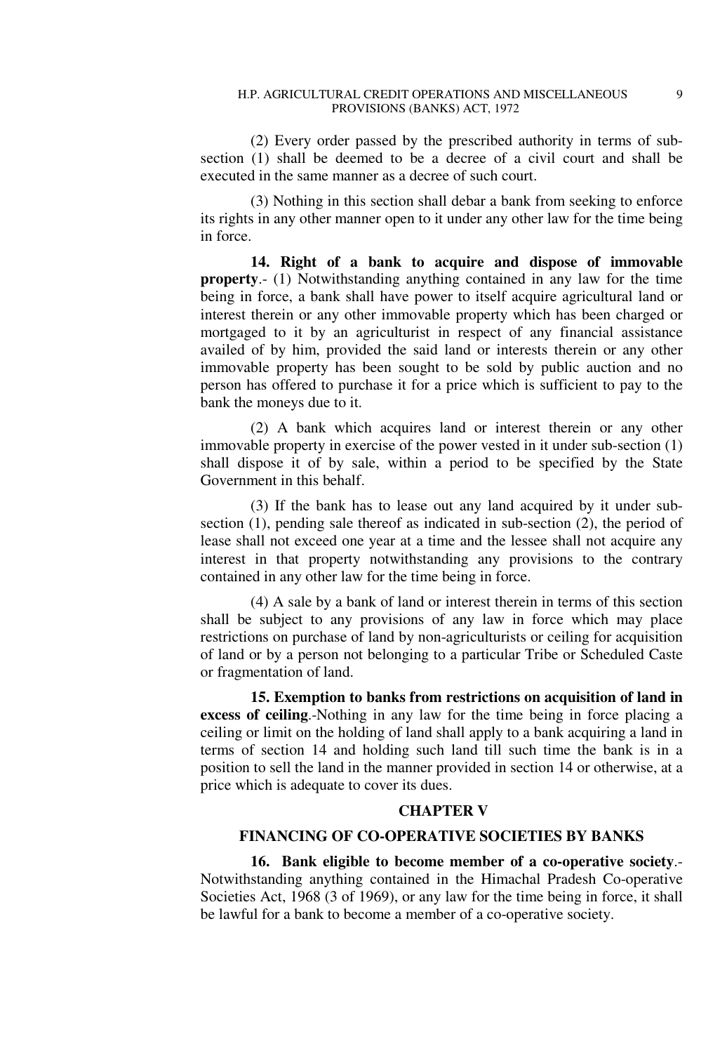(2) Every order passed by the prescribed authority in terms of sub-section (1) shall be deemed to be a decree of a civil court and shall be executed in the same manner as a decree of such court.

(3) Nothing in this section shall debar a bank from seeking to enforce its rights in any other manner open to it under any other law for the time being in force.

**14. Right of a bank to acquire and dispose of immovable property**.- (1) Notwithstanding anything contained in any law for the time being in force, a bank shall have power to itself acquire agricultural land or interest therein or any other immovable property which has been charged or mortgaged to it by an agriculturist in respect of any financial assistance availed of by him, provided the said land or interests therein or any other immovable property has been sought to be sold by public auction and no person has offered to purchase it for a price which is sufficient to pay to the bank the moneys due to it.

(2) A bank which acquires land or interest therein or any other immovable property in exercise of the power vested in it under sub-section (1) shall dispose it of by sale, within a period to be specified by the State Government in this behalf.

(3) If the bank has to lease out any land acquired by it under sub-section (1), pending sale thereof as indicated in sub-section (2), the period of lease shall not exceed one year at a time and the lessee shall not acquire any interest in that property notwithstanding any provisions to the contrary contained in any other law for the time being in force.

(4) A sale by a bank of land or interest therein in terms of this section shall be subject to any provisions of any law in force which may place restrictions on purchase of land by non-agriculturists or ceiling for acquisition of land or by a person not belonging to a particular Tribe or Scheduled Caste or fragmentation of land.

**15. Exemption to banks from restrictions on acquisition of land in excess of ceiling**.-Nothing in any law for the time being in force placing a ceiling or limit on the holding of land shall apply to a bank acquiring a land in terms of section 14 and holding such land till such time the bank is in a position to sell the land in the manner provided in section 14 or otherwise, at a price which is adequate to cover its dues.

## CHAPTER V

## FINANCING OF CO-OPERATIVE SOCIETIES BY BANKS

**16. Bank eligible to become member of a co-operative society**.- Notwithstanding anything contained in the Himachal Pradesh Co-operative Societies Act, 1968 (3 of 1969), or any law for the time being in force, it shall be lawful for a bank to become a member of a co-operative society.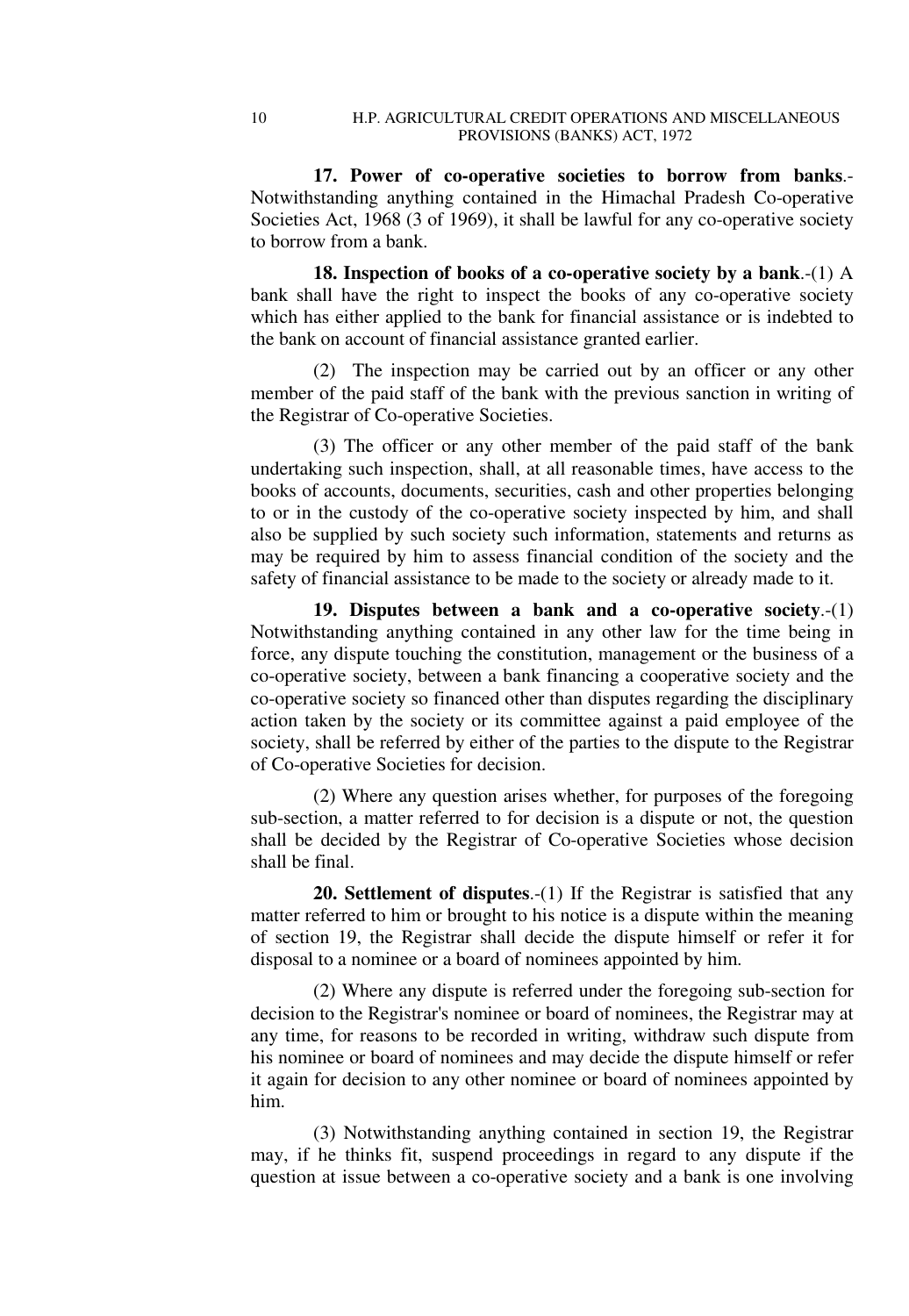**17. Power of co-operative societies to borrow from banks**.- Notwithstanding anything contained in the Himachal Pradesh Co-operative Societies Act, 1968 (3 of 1969), it shall be lawful for any co-operative society to borrow from a bank.

**18. Inspection of books of a co-operative society by a bank**.-(1) A bank shall have the right to inspect the books of any co-operative society which has either applied to the bank for financial assistance or is indebted to the bank on account of financial assistance granted earlier.

(2) The inspection may be carried out by an officer or any other member of the paid staff of the bank with the previous sanction in writing of the Registrar of Co-operative Societies.

(3) The officer or any other member of the paid staff of the bank undertaking such inspection, shall, at all reasonable times, have access to the books of accounts, documents, securities, cash and other properties belonging to or in the custody of the co-operative society inspected by him, and shall also be supplied by such society such information, statements and returns as may be required by him to assess financial condition of the society and the safety of financial assistance to be made to the society or already made to it.

**19. Disputes between a bank and a co-operative society**.-(1) Notwithstanding anything contained in any other law for the time being in force, any dispute touching the constitution, management or the business of a co-operative society, between a bank financing a cooperative society and the co-operative society so financed other than disputes regarding the disciplinary action taken by the society or its committee against a paid employee of the society, shall be referred by either of the parties to the dispute to the Registrar of Co-operative Societies for decision.

(2) Where any question arises whether, for purposes of the foregoing sub-section, a matter referred to for decision is a dispute or not, the question shall be decided by the Registrar of Co-operative Societies whose decision shall be final.

**20. Settlement of disputes**.-(1) If the Registrar is satisfied that any matter referred to him or brought to his notice is a dispute within the meaning of section 19, the Registrar shall decide the dispute himself or refer it for disposal to a nominee or a board of nominees appointed by him.

(2) Where any dispute is referred under the foregoing sub-section for decision to the Registrar's nominee or board of nominees, the Registrar may at any time, for reasons to be recorded in writing, withdraw such dispute from his nominee or board of nominees and may decide the dispute himself or refer it again for decision to any other nominee or board of nominees appointed by him.

(3) Notwithstanding anything contained in section 19, the Registrar may, if he thinks fit, suspend proceedings in regard to any dispute if the question at issue between a co-operative society and a bank is one involving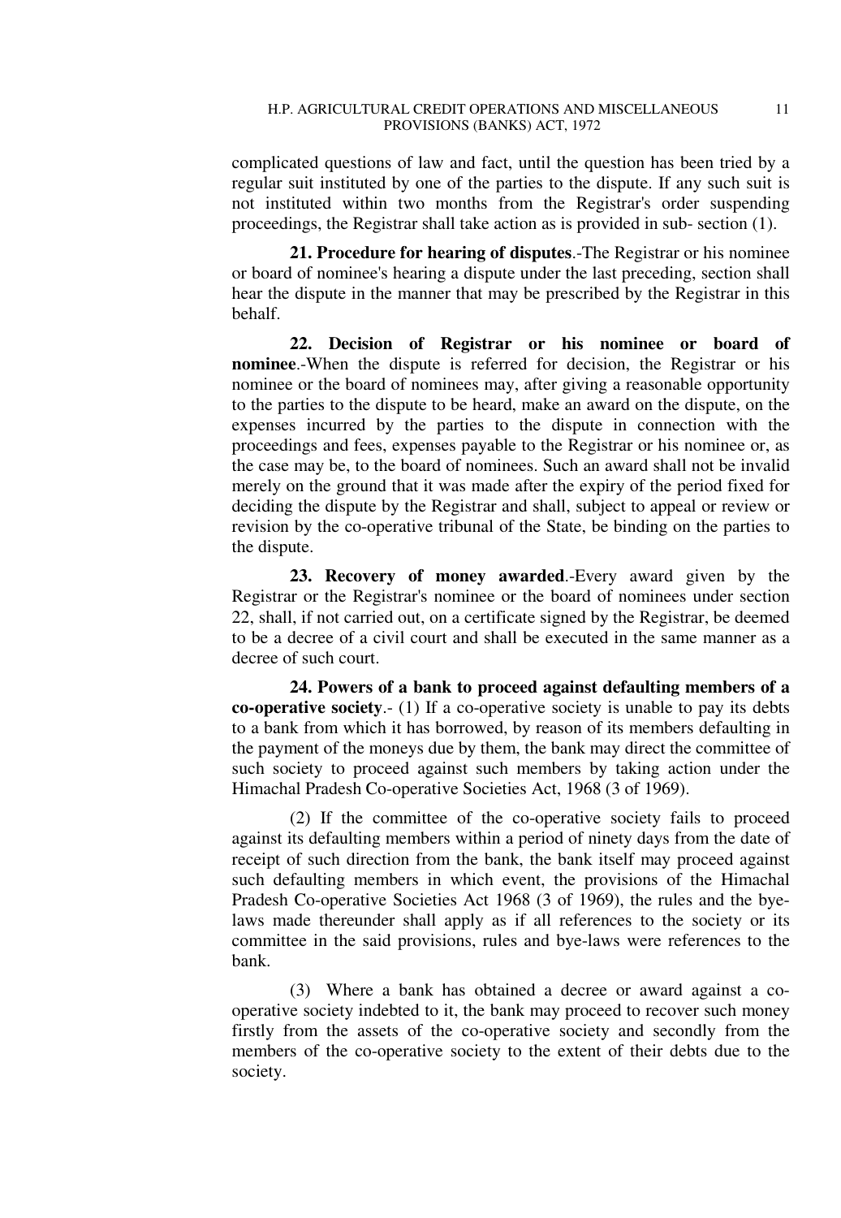complicated questions of law and fact, until the question has been tried by a regular suit instituted by one of the parties to the dispute. If any such suit is not instituted within two months from the Registrar's order suspending proceedings, the Registrar shall take action as is provided in sub- section (1).

**21. Procedure for hearing of disputes**.-The Registrar or his nominee or board of nominee's hearing a dispute under the last preceding, section shall hear the dispute in the manner that may be prescribed by the Registrar in this behalf.

**22. Decision of Registrar or his nominee or board of nominee**.-When the dispute is referred for decision, the Registrar or his nominee or the board of nominees may, after giving a reasonable opportunity to the parties to the dispute to be heard, make an award on the dispute, on the expenses incurred by the parties to the dispute in connection with the proceedings and fees, expenses payable to the Registrar or his nominee or, as the case may be, to the board of nominees. Such an award shall not be invalid merely on the ground that it was made after the expiry of the period fixed for deciding the dispute by the Registrar and shall, subject to appeal or review or revision by the co-operative tribunal of the State, be binding on the parties to the dispute.

**23. Recovery of money awarded**.-Every award given by the Registrar or the Registrar's nominee or the board of nominees under section 22, shall, if not carried out, on a certificate signed by the Registrar, be deemed to be a decree of a civil court and shall be executed in the same manner as a decree of such court.

**24. Powers of a bank to proceed against defaulting members of a co-operative society**.- (1) If a co-operative society is unable to pay its debts to a bank from which it has borrowed, by reason of its members defaulting in the payment of the moneys due by them, the bank may direct the committee of such society to proceed against such members by taking action under the Himachal Pradesh Co-operative Societies Act, 1968 (3 of 1969).

(2) If the committee of the co-operative society fails to proceed against its defaulting members within a period of ninety days from the date of receipt of such direction from the bank, the bank itself may proceed against such defaulting members in which event, the provisions of the Himachal Pradesh Co-operative Societies Act 1968 (3 of 1969), the rules and the bye-laws made thereunder shall apply as if all references to the society or its committee in the said provisions, rules and bye-laws were references to the bank.

(3) Where a bank has obtained a decree or award against a co-operative society indebted to it, the bank may proceed to recover such money firstly from the assets of the co-operative society and secondly from the members of the co-operative society to the extent of their debts due to the society.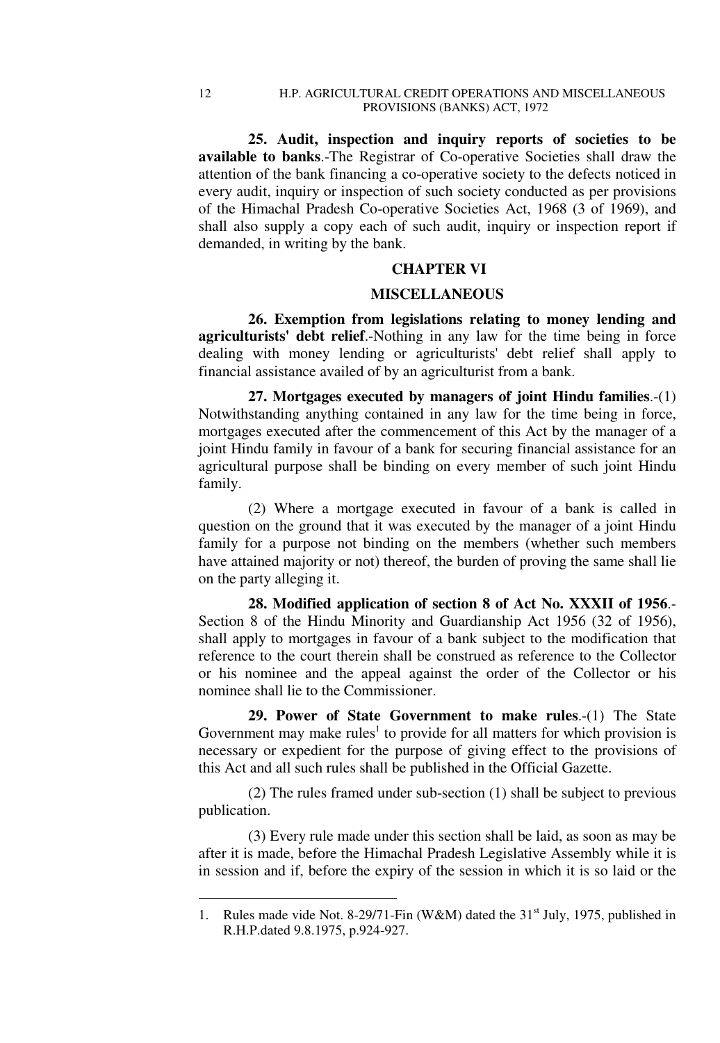**25. Audit, inspection and inquiry reports of societies to be available to banks**.-The Registrar of Co-operative Societies shall draw the attention of the bank financing a co-operative society to the defects noticed in every audit, inquiry or inspection of such society conducted as per provisions of the Himachal Pradesh Co-operative Societies Act, 1968 (3 of 1969), and shall also supply a copy each of such audit, inquiry or inspection report if demanded, in writing by the bank.

## CHAPTER VI

## MISCELLANEOUS

**26. Exemption from legislations relating to money lending and agriculturists' debt relief**.-Nothing in any law for the time being in force dealing with money lending or agriculturists' debt relief shall apply to financial assistance availed of by an agriculturist from a bank.

**27. Mortgages executed by managers of joint Hindu families**.-(1) Notwithstanding anything contained in any law for the time being in force, mortgages executed after the commencement of this Act by the manager of a joint Hindu family in favour of a bank for securing financial assistance for an agricultural purpose shall be binding on every member of such joint Hindu family.

(2) Where a mortgage executed in favour of a bank is called in question on the ground that it was executed by the manager of a joint Hindu family for a purpose not binding on the members (whether such members have attained majority or not) thereof, the burden of proving the same shall lie on the party alleging it.

**28. Modified application of section 8 of Act No. XXXII of 1956**.-Section 8 of the Hindu Minority and Guardianship Act 1956 (32 of 1956), shall apply to mortgages in favour of a bank subject to the modification that reference to the court therein shall be construed as reference to the Collector or his nominee and the appeal against the order of the Collector or his nominee shall lie to the Commissioner.

**29. Power of State Government to make rules**.-(1) The State Government may make rules[1] to provide for all matters for which provision is necessary or expedient for the purpose of giving effect to the provisions of this Act and all such rules shall be published in the Official Gazette.

(2) The rules framed under sub-section (1) shall be subject to previous publication.

(3) Every rule made under this section shall be laid, as soon as may be after it is made, before the Himachal Pradesh Legislative Assembly while it is in session and if, before the expiry of the session in which it is so laid or the

---

1. Rules made vide Not. 8-29/71-Fin (W&M) dated the 31st July, 1975, published in R.H.P.dated 9.8.1975, p.924-927.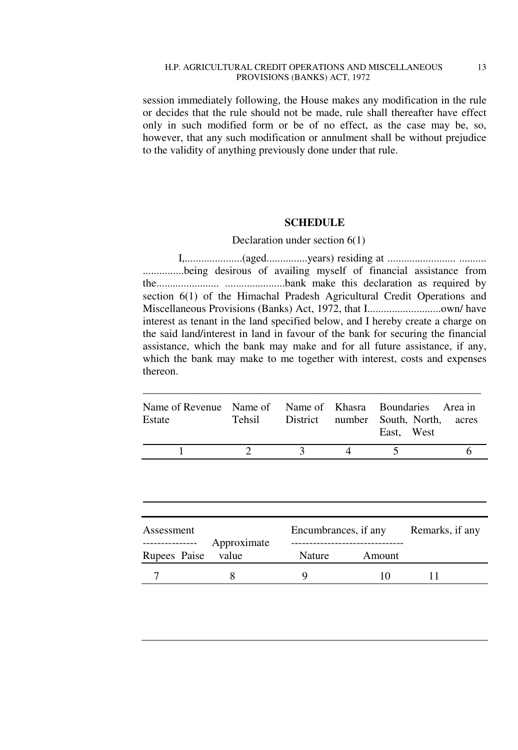session immediately following, the House makes any modification in the rule or decides that the rule should not be made, rule shall thereafter have effect only in such modified form or be of no effect, as the case may be, so, however, that any such modification or annulment shall be without prejudice to the validity of anything previously done under that rule.

## SCHEDULE

Declaration under section 6(1)

I,.....................(aged...............years) residing at ........................ .......... ...............being desirous of availing myself of financial assistance from the....................... ......................bank make this declaration as required by section 6(1) of the Himachal Pradesh Agricultural Credit Operations and Miscellaneous Provisions (Banks) Act, 1972, that I...........................own/ have interest as tenant in the land specified below, and I hereby create a charge on the said land/interest in land in favour of the bank for securing the financial assistance, which the bank may make and for all future assistance, if any, which the bank may make to me together with interest, costs and expenses thereon.

| Name of Revenue Estate | Name of Tehsil | Name of District | Khasra number | Boundaries South, North, East, West | Area in acres |
|---|---|---|---|---|---|
| 1 | 2 | 3 | 4 | 5 | 6 |
| | | | | | |

| Assessment | | Approximate value | Encumbrances, if any | | Remarks, if any |
|---|---|---|---|---|---|
| Rupees | Paise | | Nature | Amount | |
| 7 | | 8 | 9 | 10 | 11 |
| | | | | | |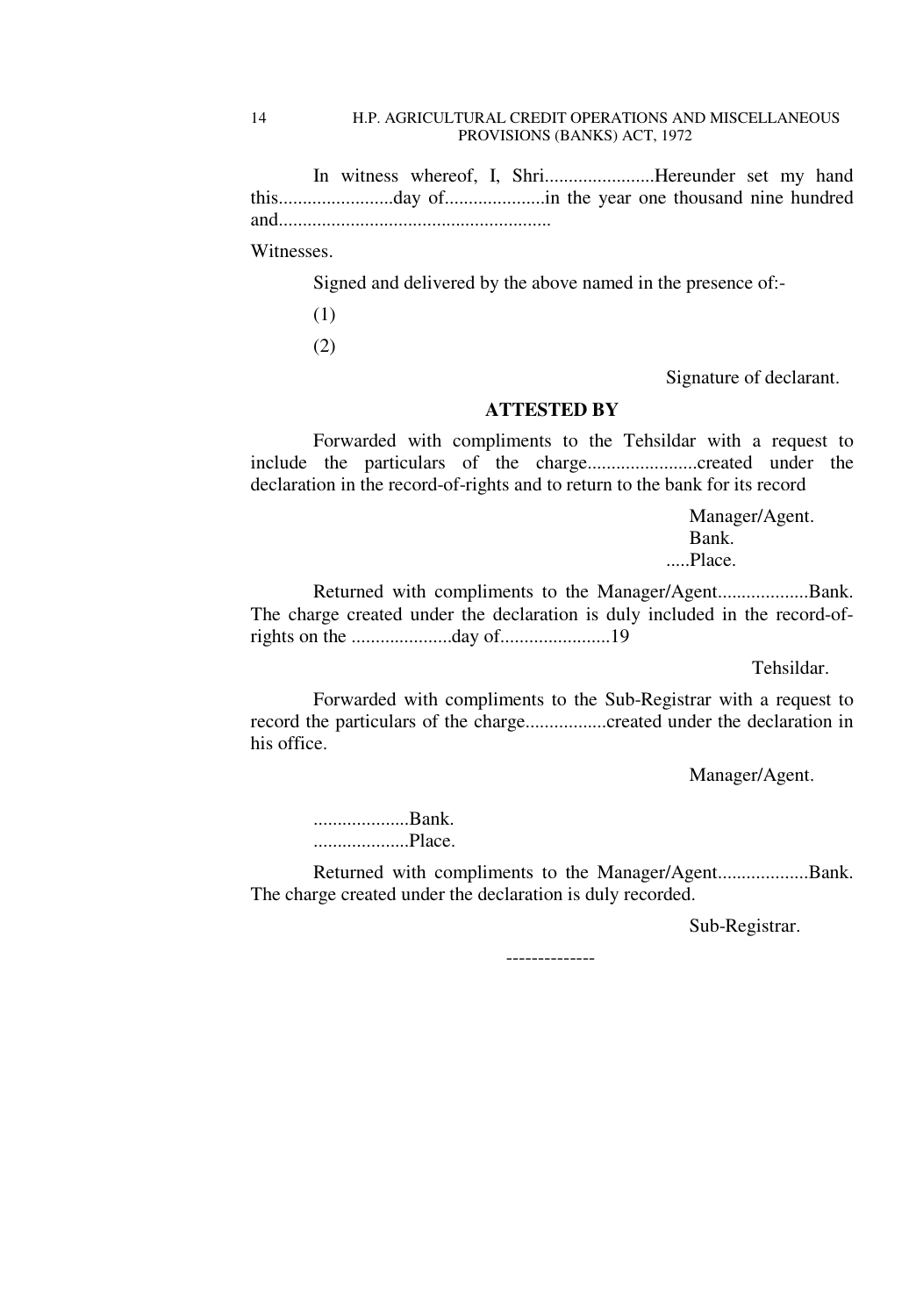In witness whereof, I, Shri.......................Hereunder set my hand this........................day of.....................in the year one thousand nine hundred and.........................................................

Witnesses.

Signed and delivered by the above named in the presence of:-

(1)

(2)

Signature of declarant.

**ATTESTED BY**

Forwarded with compliments to the Tehsildar with a request to include the particulars of the charge.......................created under the declaration in the record-of-rights and to return to the bank for its record

Manager/Agent.
Bank.
.....Place.

Returned with compliments to the Manager/Agent...................Bank. The charge created under the declaration is duly included in the record-of-rights on the .....................day of.......................19

Tehsildar.

Forwarded with compliments to the Sub-Registrar with a request to record the particulars of the charge.................created under the declaration in his office.

Manager/Agent.

....................Bank.
....................Place.

Returned with compliments to the Manager/Agent...................Bank. The charge created under the declaration is duly recorded.

Sub-Registrar.

--------------